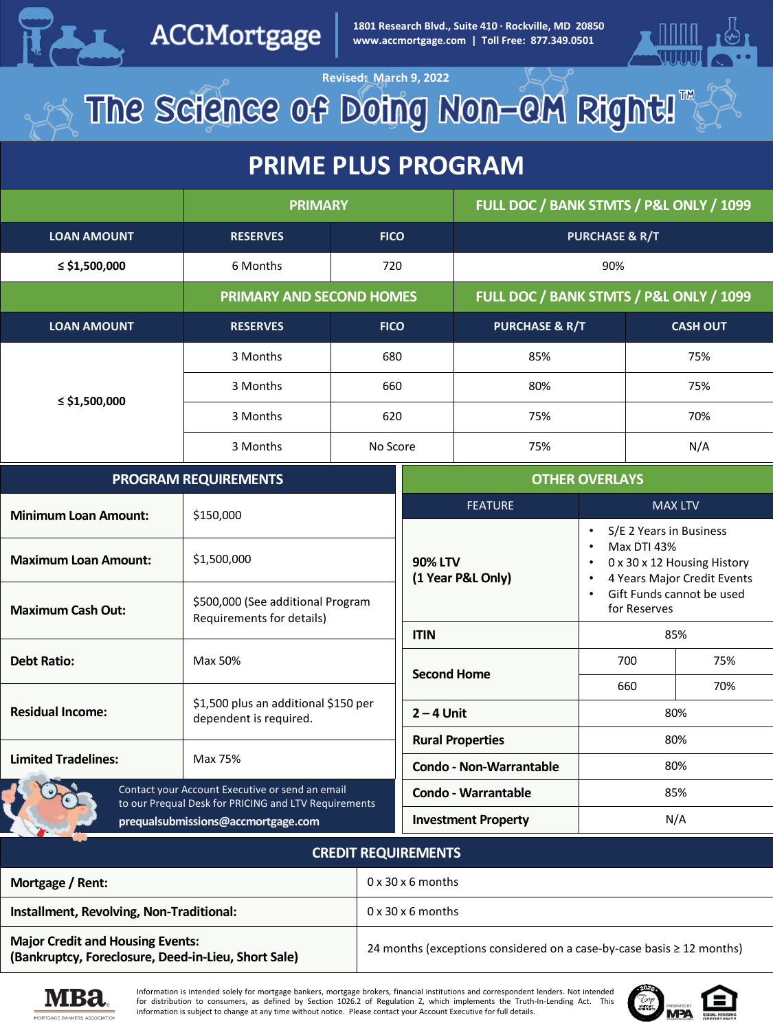# ACCMortgage

1801 Research Blvd., Suite 410 · Rockville, MD 20850
www.accmortgage.com | Toll Free: 877.349.0501

Revised: March 9, 2022

# The Science of Doing Non-QM Right!™

## PRIME PLUS PROGRAM

| | PRIMARY | | FULL DOC / BANK STMTS / P&L ONLY / 1099 |
|---|---|---|---|
| **LOAN AMOUNT** | **RESERVES** | **FICO** | **PURCHASE & R/T** |
| **≤ $1,500,000** | 6 Months | 720 | 90% |

| | PRIMARY AND SECOND HOMES | | FULL DOC / BANK STMTS / P&L ONLY / 1099 | |
|---|---|---|---|---|
| **LOAN AMOUNT** | **RESERVES** | **FICO** | **PURCHASE & R/T** | **CASH OUT** |
| **≤ $1,500,000** | 3 Months | 680 | 85% | 75% |
| | 3 Months | 660 | 80% | 75% |
| | 3 Months | 620 | 75% | 70% |
| | 3 Months | No Score | 75% | N/A |

### PROGRAM REQUIREMENTS

| | |
|---|---|
| **Minimum Loan Amount:** | $150,000 |
| **Maximum Loan Amount:** | $1,500,000 |
| **Maximum Cash Out:** | $500,000 (See additional Program Requirements for details) |
| **Debt Ratio:** | Max 50% |
| **Residual Income:** | $1,500 plus an additional $150 per dependent is required. |
| **Limited Tradelines:** | Max 75% |

Contact your Account Executive or send an email to our Prequal Desk for PRICING and LTV Requirements
**prequalsubmissions@accmortgage.com**

### OTHER OVERLAYS

| FEATURE | MAX LTV | |
|---|---|---|
| **90% LTV (1 Year P&L Only)** | • S/E 2 Years in Business<br>• Max DTI 43%<br>• 0 x 30 x 12 Housing History<br>• 4 Years Major Credit Events<br>• Gift Funds cannot be used for Reserves | |
| **ITIN** | 85% | |
| **Second Home** | 700 | 75% |
| | 660 | 70% |
| **2 – 4 Unit** | 80% | |
| **Rural Properties** | 80% | |
| **Condo - Non-Warrantable** | 80% | |
| **Condo - Warrantable** | 85% | |
| **Investment Property** | N/A | |

### CREDIT REQUIREMENTS

| | |
|---|---|
| **Mortgage / Rent:** | 0 x 30 x 6 months |
| **Installment, Revolving, Non-Traditional:** | 0 x 30 x 6 months |
| **Major Credit and Housing Events: (Bankruptcy, Foreclosure, Deed-in-Lieu, Short Sale)** | 24 months (exceptions considered on a case-by-case basis ≥ 12 months) |

Information is intended solely for mortgage bankers, mortgage brokers, financial institutions and correspondent lenders. Not intended for distribution to consumers, as defined by Section 1026.2 of Regulation Z, which implements the Truth-In-Lending Act. This information is subject to change at any time without notice. Please contact your Account Executive for full details.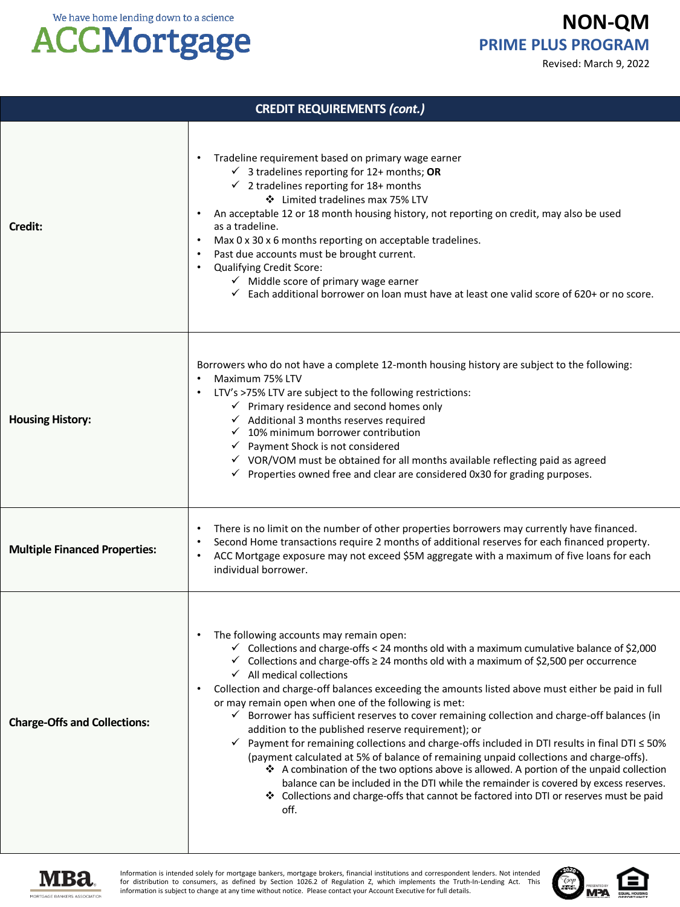| CREDIT REQUIREMENTS *(cont.)* | |
|---|---|
| **Credit:** | • Tradeline requirement based on primary wage earner<br>  ✓ 3 tradelines reporting for 12+ months; **OR**<br>  ✓ 2 tradelines reporting for 18+ months<br>    ❖ Limited tradelines max 75% LTV<br>• An acceptable 12 or 18 month housing history, not reporting on credit, may also be used as a tradeline.<br>• Max 0 x 30 x 6 months reporting on acceptable tradelines.<br>• Past due accounts must be brought current.<br>• Qualifying Credit Score:<br>  ✓ Middle score of primary wage earner<br>  ✓ Each additional borrower on loan must have at least one valid score of 620+ or no score. |
| **Housing History:** | Borrowers who do not have a complete 12-month housing history are subject to the following:<br>• Maximum 75% LTV<br>• LTV's >75% LTV are subject to the following restrictions:<br>  ✓ Primary residence and second homes only<br>  ✓ Additional 3 months reserves required<br>  ✓ 10% minimum borrower contribution<br>  ✓ Payment Shock is not considered<br>  ✓ VOR/VOM must be obtained for all months available reflecting paid as agreed<br>  ✓ Properties owned free and clear are considered 0x30 for grading purposes. |
| **Multiple Financed Properties:** | • There is no limit on the number of other properties borrowers may currently have financed.<br>• Second Home transactions require 2 months of additional reserves for each financed property.<br>• ACC Mortgage exposure may not exceed $5M aggregate with a maximum of five loans for each individual borrower. |
| **Charge-Offs and Collections:** | • The following accounts may remain open:<br>  ✓ Collections and charge-offs < 24 months old with a maximum cumulative balance of $2,000<br>  ✓ Collections and charge-offs ≥ 24 months old with a maximum of $2,500 per occurrence<br>  ✓ All medical collections<br>• Collection and charge-off balances exceeding the amounts listed above must either be paid in full or may remain open when one of the following is met:<br>  ✓ Borrower has sufficient reserves to cover remaining collection and charge-off balances (in addition to the published reserve requirement); or<br>  ✓ Payment for remaining collections and charge-offs included in DTI results in final DTI ≤ 50% (payment calculated at 5% of balance of remaining unpaid collections and charge-offs).<br>    ❖ A combination of the two options above is allowed. A portion of the unpaid collection balance can be included in the DTI while the remainder is covered by excess reserves.<br>    ❖ Collections and charge-offs that cannot be factored into DTI or reserves must be paid off. |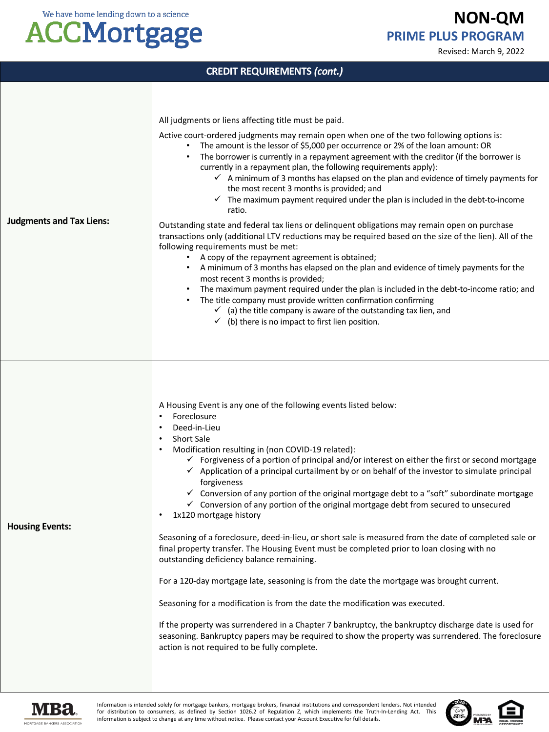## CREDIT REQUIREMENTS *(cont.)*

**Judgments and Tax Liens:**

All judgments or liens affecting title must be paid.

Active court-ordered judgments may remain open when one of the two following options is:

- The amount is the lessor of $5,000 per occurrence or 2% of the loan amount: OR
- The borrower is currently in a repayment agreement with the creditor (if the borrower is currently in a repayment plan, the following requirements apply):
  - ✓ A minimum of 3 months has elapsed on the plan and evidence of timely payments for the most recent 3 months is provided; and
  - ✓ The maximum payment required under the plan is included in the debt-to-income ratio.

Outstanding state and federal tax liens or delinquent obligations may remain open on purchase transactions only (additional LTV reductions may be required based on the size of the lien). All of the following requirements must be met:

- A copy of the repayment agreement is obtained;
- A minimum of 3 months has elapsed on the plan and evidence of timely payments for the most recent 3 months is provided;
- The maximum payment required under the plan is included in the debt-to-income ratio; and
- The title company must provide written confirmation confirming
  - ✓ (a) the title company is aware of the outstanding tax lien, and
  - ✓ (b) there is no impact to first lien position.

**Housing Events:**

A Housing Event is any one of the following events listed below:

- Foreclosure
- Deed-in-Lieu
- Short Sale
- Modification resulting in (non COVID-19 related):
  - ✓ Forgiveness of a portion of principal and/or interest on either the first or second mortgage
  - ✓ Application of a principal curtailment by or on behalf of the investor to simulate principal forgiveness
  - ✓ Conversion of any portion of the original mortgage debt to a "soft" subordinate mortgage
  - ✓ Conversion of any portion of the original mortgage debt from secured to unsecured
- 1x120 mortgage history

Seasoning of a foreclosure, deed-in-lieu, or short sale is measured from the date of completed sale or final property transfer. The Housing Event must be completed prior to loan closing with no outstanding deficiency balance remaining.

For a 120-day mortgage late, seasoning is from the date the mortgage was brought current.

Seasoning for a modification is from the date the modification was executed.

If the property was surrendered in a Chapter 7 bankruptcy, the bankruptcy discharge date is used for seasoning. Bankruptcy papers may be required to show the property was surrendered. The foreclosure action is not required to be fully complete.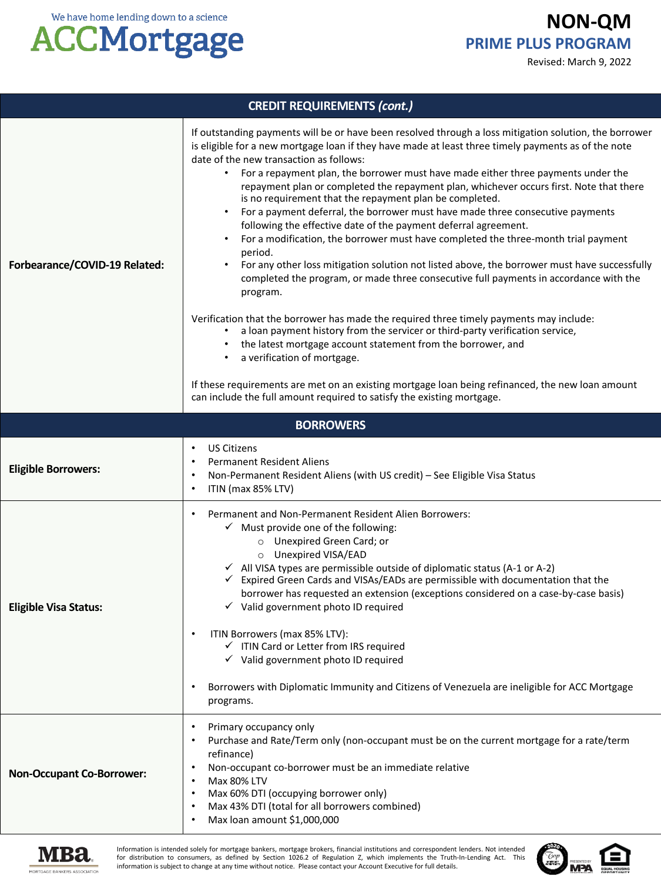| CREDIT REQUIREMENTS *(cont.)* | |
|---|---|
| **Forbearance/COVID-19 Related:** | If outstanding payments will be or have been resolved through a loss mitigation solution, the borrower is eligible for a new mortgage loan if they have made at least three timely payments as of the note date of the new transaction as follows:<br>• For a repayment plan, the borrower must have made either three payments under the repayment plan or completed the repayment plan, whichever occurs first. Note that there is no requirement that the repayment plan be completed.<br>• For a payment deferral, the borrower must have made three consecutive payments following the effective date of the payment deferral agreement.<br>• For a modification, the borrower must have completed the three-month trial payment period.<br>• For any other loss mitigation solution not listed above, the borrower must have successfully completed the program, or made three consecutive full payments in accordance with the program.<br><br>Verification that the borrower has made the required three timely payments may include:<br>• a loan payment history from the servicer or third-party verification service,<br>• the latest mortgage account statement from the borrower, and<br>• a verification of mortgage.<br><br>If these requirements are met on an existing mortgage loan being refinanced, the new loan amount can include the full amount required to satisfy the existing mortgage. |

| BORROWERS | |
|---|---|
| **Eligible Borrowers:** | • US Citizens<br>• Permanent Resident Aliens<br>• Non-Permanent Resident Aliens (with US credit) – See Eligible Visa Status<br>• ITIN (max 85% LTV) |
| **Eligible Visa Status:** | • Permanent and Non-Permanent Resident Alien Borrowers:<br>  ✓ Must provide one of the following:<br>    ○ Unexpired Green Card; or<br>    ○ Unexpired VISA/EAD<br>  ✓ All VISA types are permissible outside of diplomatic status (A-1 or A-2)<br>  ✓ Expired Green Cards and VISAs/EADs are permissible with documentation that the borrower has requested an extension (exceptions considered on a case-by-case basis)<br>  ✓ Valid government photo ID required<br><br>• ITIN Borrowers (max 85% LTV):<br>  ✓ ITIN Card or Letter from IRS required<br>  ✓ Valid government photo ID required<br><br>• Borrowers with Diplomatic Immunity and Citizens of Venezuela are ineligible for ACC Mortgage programs. |
| **Non-Occupant Co-Borrower:** | • Primary occupancy only<br>• Purchase and Rate/Term only (non-occupant must be on the current mortgage for a rate/term refinance)<br>• Non-occupant co-borrower must be an immediate relative<br>• Max 80% LTV<br>• Max 60% DTI (occupying borrower only)<br>• Max 43% DTI (total for all borrowers combined)<br>• Max loan amount $1,000,000 |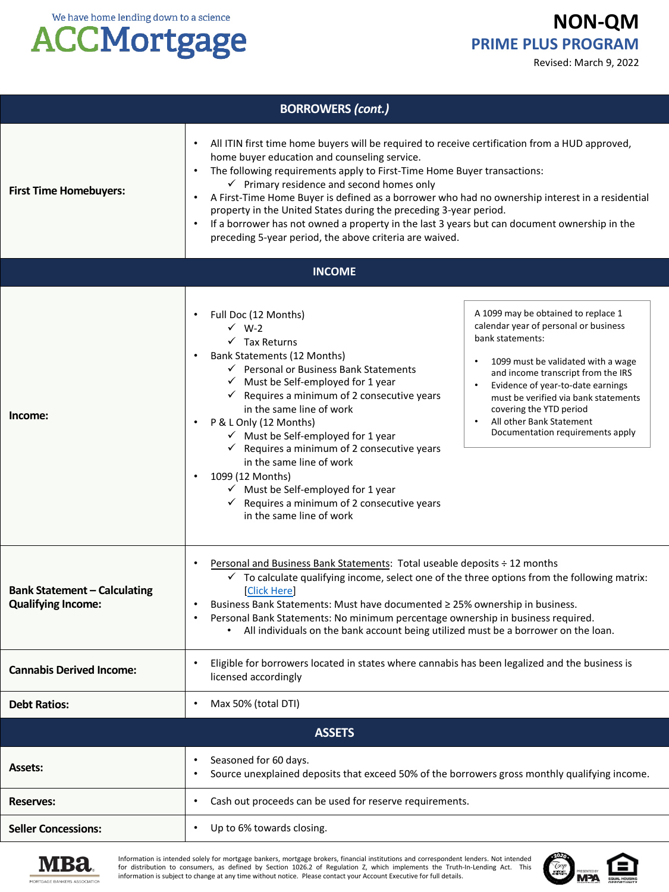# NON-QM
## PRIME PLUS PROGRAM

Revised: March 9, 2022

## BORROWERS *(cont.)*

**First Time Homebuyers:**

- All ITIN first time home buyers will be required to receive certification from a HUD approved, home buyer education and counseling service.
- The following requirements apply to First-Time Home Buyer transactions:
  - ✓ Primary residence and second homes only
- A First-Time Home Buyer is defined as a borrower who had no ownership interest in a residential property in the United States during the preceding 3-year period.
- If a borrower has not owned a property in the last 3 years but can document ownership in the preceding 5-year period, the above criteria are waived.

## INCOME

**Income:**

- Full Doc (12 Months)
  - ✓ W-2
  - ✓ Tax Returns
- Bank Statements (12 Months)
  - ✓ Personal or Business Bank Statements
  - ✓ Must be Self-employed for 1 year
  - ✓ Requires a minimum of 2 consecutive years in the same line of work
- P & L Only (12 Months)
  - ✓ Must be Self-employed for 1 year
  - ✓ Requires a minimum of 2 consecutive years in the same line of work
- 1099 (12 Months)
  - ✓ Must be Self-employed for 1 year
  - ✓ Requires a minimum of 2 consecutive years in the same line of work

> A 1099 may be obtained to replace 1 calendar year of personal or business bank statements:
>
> - 1099 must be validated with a wage and income transcript from the IRS
> - Evidence of year-to-date earnings must be verified via bank statements covering the YTD period
> - All other Bank Statement Documentation requirements apply

**Bank Statement – Calculating Qualifying Income:**

- Personal and Business Bank Statements: Total useable deposits ÷ 12 months
  - ✓ To calculate qualifying income, select one of the three options from the following matrix: [Click Here]
- Business Bank Statements: Must have documented ≥ 25% ownership in business.
- Personal Bank Statements: No minimum percentage ownership in business required.
  - All individuals on the bank account being utilized must be a borrower on the loan.

**Cannabis Derived Income:**

- Eligible for borrowers located in states where cannabis has been legalized and the business is licensed accordingly

**Debt Ratios:**

- Max 50% (total DTI)

## ASSETS

**Assets:**

- Seasoned for 60 days.
- Source unexplained deposits that exceed 50% of the borrowers gross monthly qualifying income.

**Reserves:**

- Cash out proceeds can be used for reserve requirements.

**Seller Concessions:**

- Up to 6% towards closing.

Information is intended solely for mortgage bankers, mortgage brokers, financial institutions and correspondent lenders. Not intended for distribution to consumers, as defined by Section 1026.2 of Regulation Z, which implements the Truth-In-Lending Act. This information is subject to change at any time without notice. Please contact your Account Executive for full details.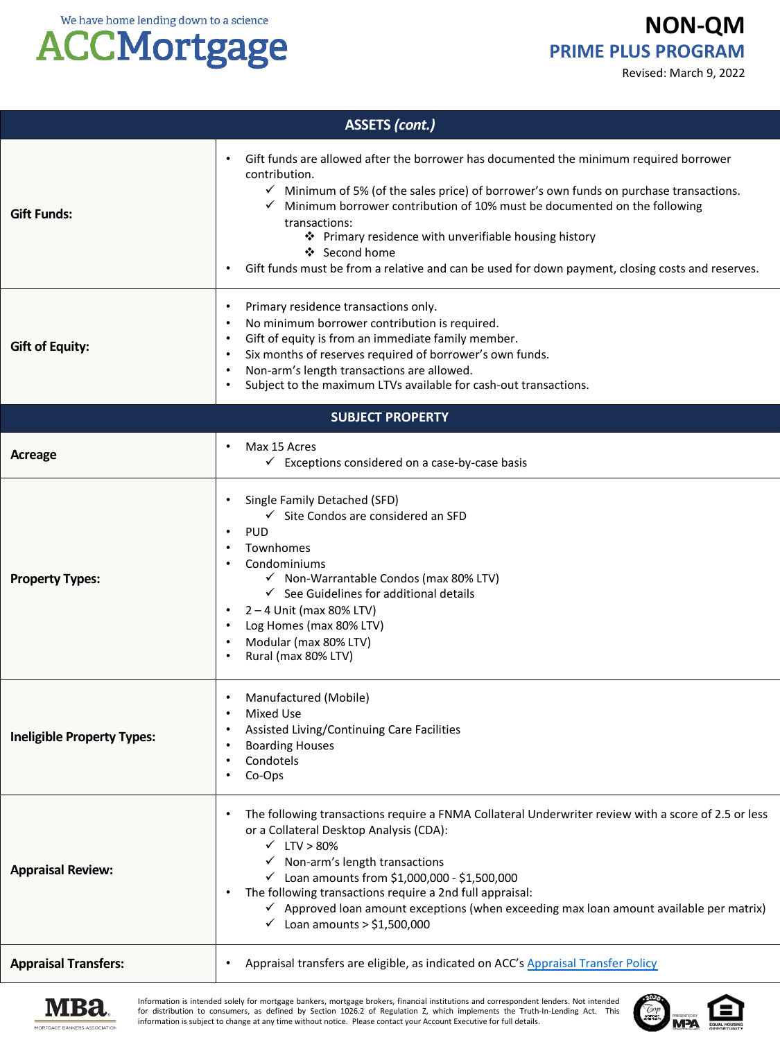| ASSETS *(cont.)* | |
|---|---|
| **Gift Funds:** | • Gift funds are allowed after the borrower has documented the minimum required borrower contribution.<br>  ✓ Minimum of 5% (of the sales price) of borrower's own funds on purchase transactions.<br>  ✓ Minimum borrower contribution of 10% must be documented on the following transactions:<br>    ❖ Primary residence with unverifiable housing history<br>    ❖ Second home<br>• Gift funds must be from a relative and can be used for down payment, closing costs and reserves. |
| **Gift of Equity:** | • Primary residence transactions only.<br>• No minimum borrower contribution is required.<br>• Gift of equity is from an immediate family member.<br>• Six months of reserves required of borrower's own funds.<br>• Non-arm's length transactions are allowed.<br>• Subject to the maximum LTVs available for cash-out transactions. |

| SUBJECT PROPERTY | |
|---|---|
| **Acreage** | • Max 15 Acres<br>  ✓ Exceptions considered on a case-by-case basis |
| **Property Types:** | • Single Family Detached (SFD)<br>  ✓ Site Condos are considered an SFD<br>• PUD<br>• Townhomes<br>• Condominiums<br>  ✓ Non-Warrantable Condos (max 80% LTV)<br>  ✓ See Guidelines for additional details<br>• 2 – 4 Unit (max 80% LTV)<br>• Log Homes (max 80% LTV)<br>• Modular (max 80% LTV)<br>• Rural (max 80% LTV) |
| **Ineligible Property Types:** | • Manufactured (Mobile)<br>• Mixed Use<br>• Assisted Living/Continuing Care Facilities<br>• Boarding Houses<br>• Condotels<br>• Co-Ops |
| **Appraisal Review:** | • The following transactions require a FNMA Collateral Underwriter review with a score of 2.5 or less or a Collateral Desktop Analysis (CDA):<br>  ✓ LTV > 80%<br>  ✓ Non-arm's length transactions<br>  ✓ Loan amounts from $1,000,000 - $1,500,000<br>• The following transactions require a 2nd full appraisal:<br>  ✓ Approved loan amount exceptions (when exceeding max loan amount available per matrix)<br>  ✓ Loan amounts > $1,500,000 |
| **Appraisal Transfers:** | • Appraisal transfers are eligible, as indicated on ACC's Appraisal Transfer Policy |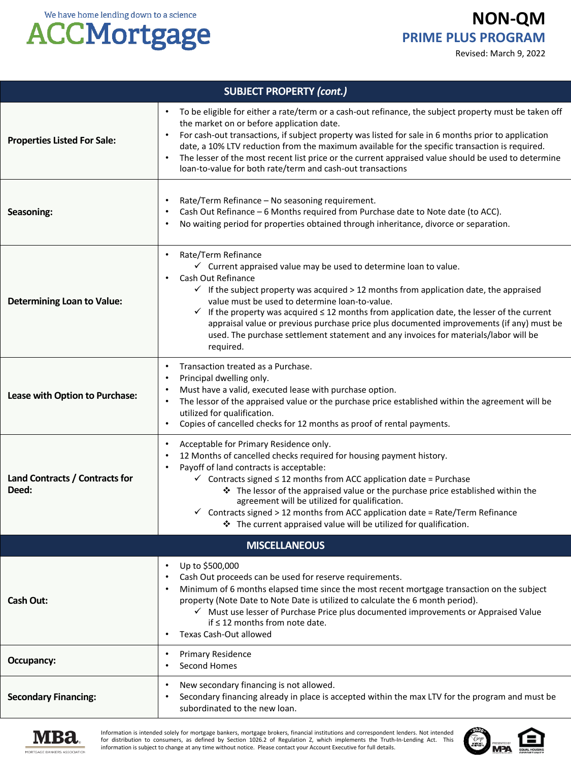| SUBJECT PROPERTY *(cont.)* | |
|---|---|
| **Properties Listed For Sale:** | • To be eligible for either a rate/term or a cash-out refinance, the subject property must be taken off the market on or before application date.<br>• For cash-out transactions, if subject property was listed for sale in 6 months prior to application date, a 10% LTV reduction from the maximum available for the specific transaction is required.<br>• The lesser of the most recent list price or the current appraised value should be used to determine loan-to-value for both rate/term and cash-out transactions |
| **Seasoning:** | • Rate/Term Refinance – No seasoning requirement.<br>• Cash Out Refinance – 6 Months required from Purchase date to Note date (to ACC).<br>• No waiting period for properties obtained through inheritance, divorce or separation. |
| **Determining Loan to Value:** | • Rate/Term Refinance<br>  ✓ Current appraised value may be used to determine loan to value.<br>• Cash Out Refinance<br>  ✓ If the subject property was acquired > 12 months from application date, the appraised value must be used to determine loan-to-value.<br>  ✓ If the property was acquired ≤ 12 months from application date, the lesser of the current appraisal value or previous purchase price plus documented improvements (if any) must be used. The purchase settlement statement and any invoices for materials/labor will be required. |
| **Lease with Option to Purchase:** | • Transaction treated as a Purchase.<br>• Principal dwelling only.<br>• Must have a valid, executed lease with purchase option.<br>• The lesser of the appraised value or the purchase price established within the agreement will be utilized for qualification.<br>• Copies of cancelled checks for 12 months as proof of rental payments. |
| **Land Contracts / Contracts for Deed:** | • Acceptable for Primary Residence only.<br>• 12 Months of cancelled checks required for housing payment history.<br>• Payoff of land contracts is acceptable:<br>  ✓ Contracts signed ≤ 12 months from ACC application date = Purchase<br>    ❖ The lessor of the appraised value or the purchase price established within the agreement will be utilized for qualification.<br>  ✓ Contracts signed > 12 months from ACC application date = Rate/Term Refinance<br>    ❖ The current appraised value will be utilized for qualification. |
| **MISCELLANEOUS** | |
| **Cash Out:** | • Up to $500,000<br>• Cash Out proceeds can be used for reserve requirements.<br>• Minimum of 6 months elapsed time since the most recent mortgage transaction on the subject property (Note Date to Note Date is utilized to calculate the 6 month period).<br>  ✓ Must use lesser of Purchase Price plus documented improvements or Appraised Value if ≤ 12 months from note date.<br>• Texas Cash-Out allowed |
| **Occupancy:** | • Primary Residence<br>• Second Homes |
| **Secondary Financing:** | • New secondary financing is not allowed.<br>• Secondary financing already in place is accepted within the max LTV for the program and must be subordinated to the new loan. |

Information is intended solely for mortgage bankers, mortgage brokers, financial institutions and correspondent lenders. Not intended for distribution to consumers, as defined by Section 1026.2 of Regulation Z, which implements the Truth-In-Lending Act. This information is subject to change at any time without notice. Please contact your Account Executive for full details.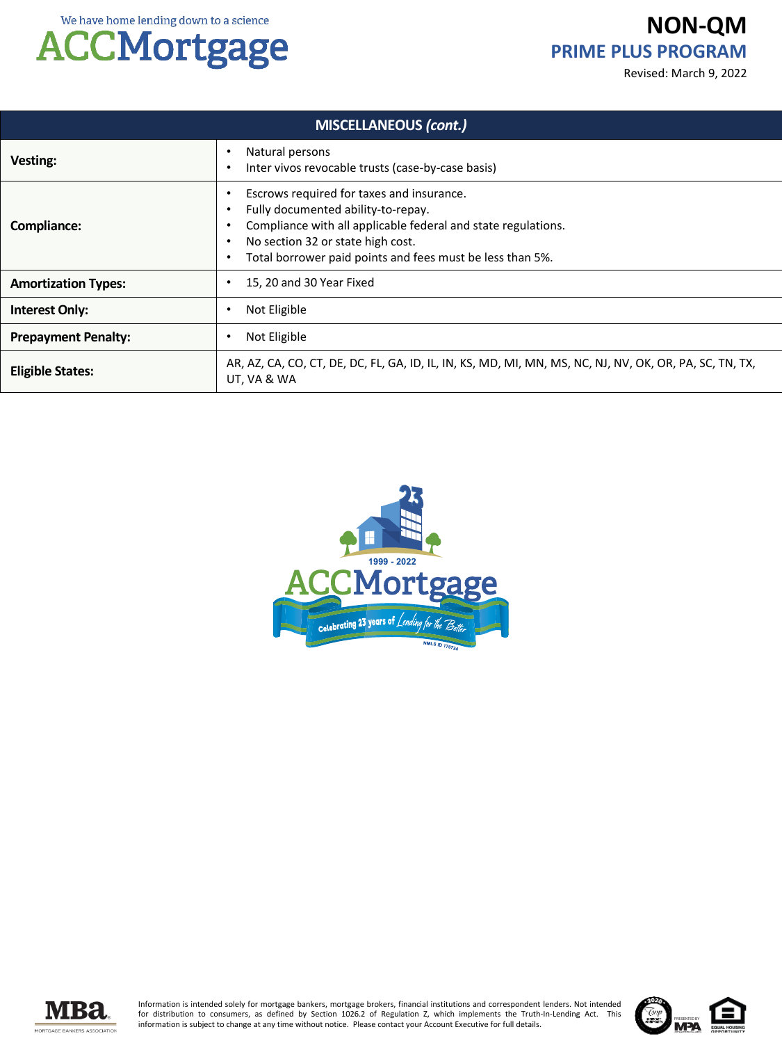| MISCELLANEOUS *(cont.)* | |
|---|---|
| **Vesting:** | • Natural persons<br>• Inter vivos revocable trusts (case-by-case basis) |
| **Compliance:** | • Escrows required for taxes and insurance.<br>• Fully documented ability-to-repay.<br>• Compliance with all applicable federal and state regulations.<br>• No section 32 or state high cost.<br>• Total borrower paid points and fees must be less than 5%. |
| **Amortization Types:** | • 15, 20 and 30 Year Fixed |
| **Interest Only:** | • Not Eligible |
| **Prepayment Penalty:** | • Not Eligible |
| **Eligible States:** | AR, AZ, CA, CO, CT, DE, DC, FL, GA, ID, IL, IN, KS, MD, MI, MN, MS, NC, NJ, NV, OK, OR, PA, SC, TN, TX, UT, VA & WA |

Information is intended solely for mortgage bankers, mortgage brokers, financial institutions and correspondent lenders. Not intended for distribution to consumers, as defined by Section 1026.2 of Regulation Z, which implements the Truth-In-Lending Act. This information is subject to change at any time without notice. Please contact your Account Executive for full details.